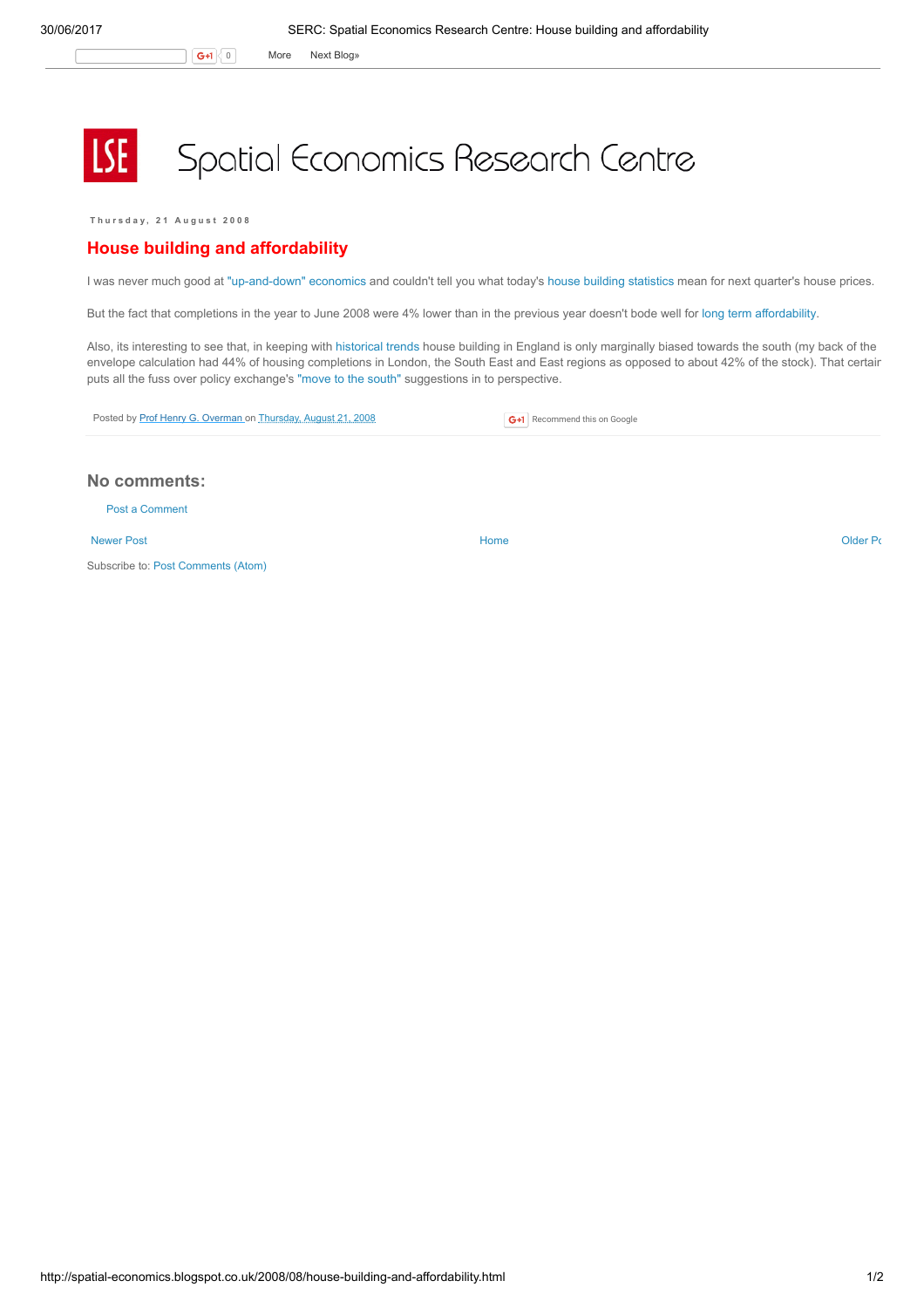# Spatial Economics Research Centre

Thursday, 21 August 2008

## House building and affordability

I was never much good at "up-and-down" economics and couldn't tell you what today's house building statistics mean for next quarter's house prices.

But the fact that completions in the year to June 2008 were 4% lower than in the previous year doesn't bode well for long term affordability.

Also, its interesting to see that, in keeping with historical trends house building in England is only marginally biased towards the south (my back of the envelope calculation had 44% of housing completions in London, the South East and East regions as opposed to about 42% of the stock). That certair puts all the fuss over policy exchange's "move to the south" suggestions in to perspective.

Posted by Prof Henry G. Overman on Thursday, August 21, 2008

### No comments:

Post a Comment

Newer Post | Home | Older Po

Subscribe to: Post Comments (Atom)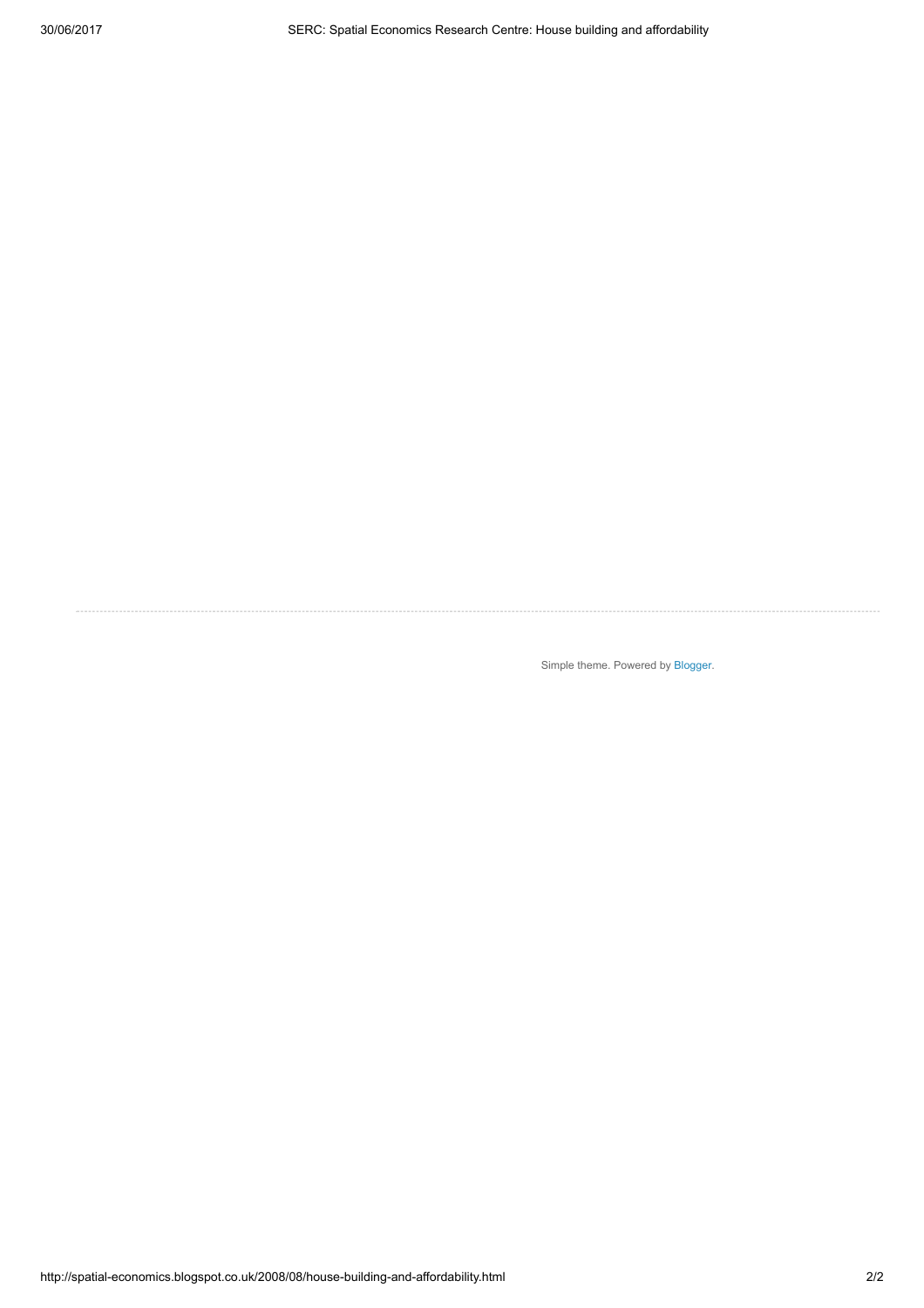Simple theme. Powered by Blogger.